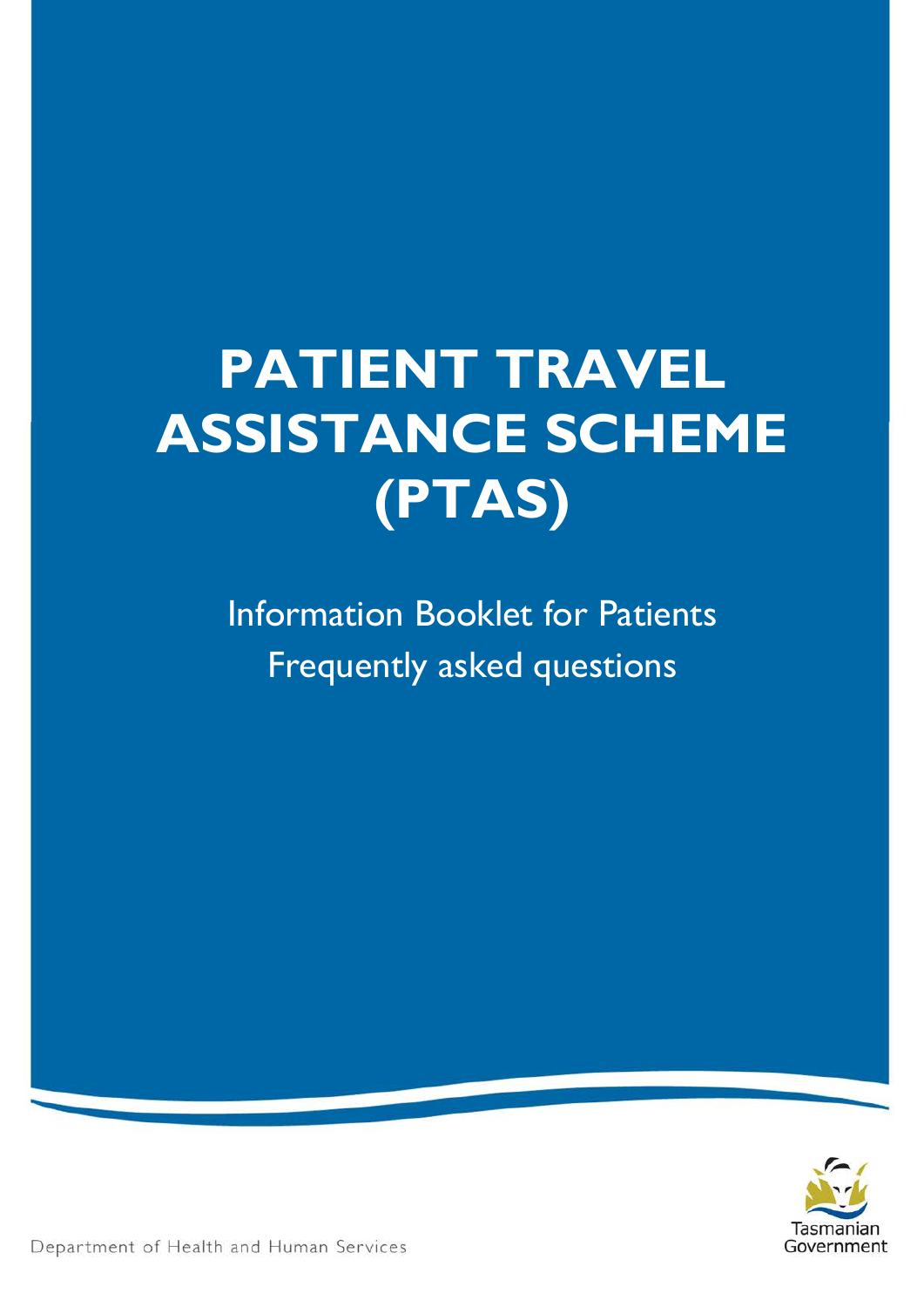# PATIENT TRAVEL ASSISTANCE SCHEME (PTAS)

Information Booklet for Patients

Frequently asked questions

Department of Health and Human Services

Tasmanian Government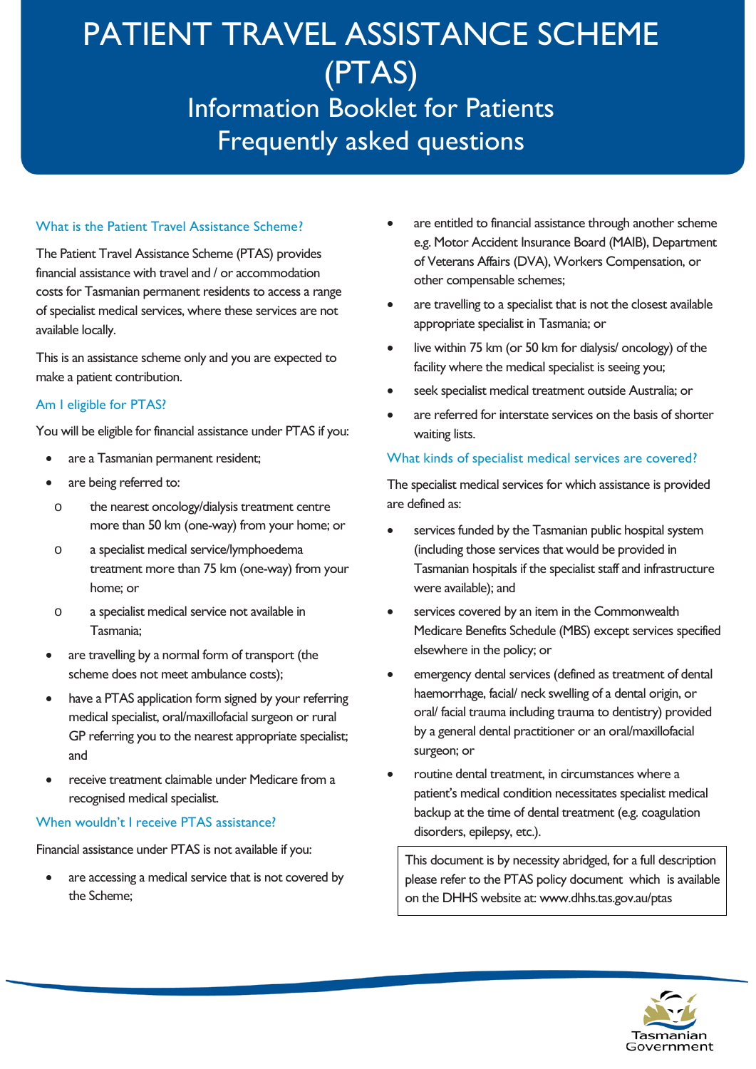# PATIENT TRAVEL ASSISTANCE SCHEME (PTAS)

## Information Booklet for Patients

## Frequently asked questions

### What is the Patient Travel Assistance Scheme?

The Patient Travel Assistance Scheme (PTAS) provides financial assistance with travel and / or accommodation costs for Tasmanian permanent residents to access a range of specialist medical services, where these services are not available locally.

This is an assistance scheme only and you are expected to make a patient contribution.

### Am I eligible for PTAS?

You will be eligible for financial assistance under PTAS if you:

- are a Tasmanian permanent resident;
- are being referred to:
  - the nearest oncology/dialysis treatment centre more than 50 km (one-way) from your home; or
  - a specialist medical service/lymphoedema treatment more than 75 km (one-way) from your home; or
  - a specialist medical service not available in Tasmania;
- are travelling by a normal form of transport (the scheme does not meet ambulance costs);
- have a PTAS application form signed by your referring medical specialist, oral/maxillofacial surgeon or rural GP referring you to the nearest appropriate specialist; and
- receive treatment claimable under Medicare from a recognised medical specialist.

### When wouldn't I receive PTAS assistance?

Financial assistance under PTAS is not available if you:

- are accessing a medical service that is not covered by the Scheme;
- are entitled to financial assistance through another scheme e.g. Motor Accident Insurance Board (MAIB), Department of Veterans Affairs (DVA), Workers Compensation, or other compensable schemes;
- are travelling to a specialist that is not the closest available appropriate specialist in Tasmania; or
- live within 75 km (or 50 km for dialysis/ oncology) of the facility where the medical specialist is seeing you;
- seek specialist medical treatment outside Australia; or
- are referred for interstate services on the basis of shorter waiting lists.

### What kinds of specialist medical services are covered?

The specialist medical services for which assistance is provided are defined as:

- services funded by the Tasmanian public hospital system (including those services that would be provided in Tasmanian hospitals if the specialist staff and infrastructure were available); and
- services covered by an item in the Commonwealth Medicare Benefits Schedule (MBS) except services specified elsewhere in the policy; or
- emergency dental services (defined as treatment of dental haemorrhage, facial/ neck swelling of a dental origin, or oral/ facial trauma including trauma to dentistry) provided by a general dental practitioner or an oral/maxillofacial surgeon; or
- routine dental treatment, in circumstances where a patient's medical condition necessitates specialist medical backup at the time of dental treatment (e.g. coagulation disorders, epilepsy, etc.).

This document is by necessity abridged, for a full description please refer to the PTAS policy document which is available on the DHHS website at: www.dhhs.tas.gov.au/ptas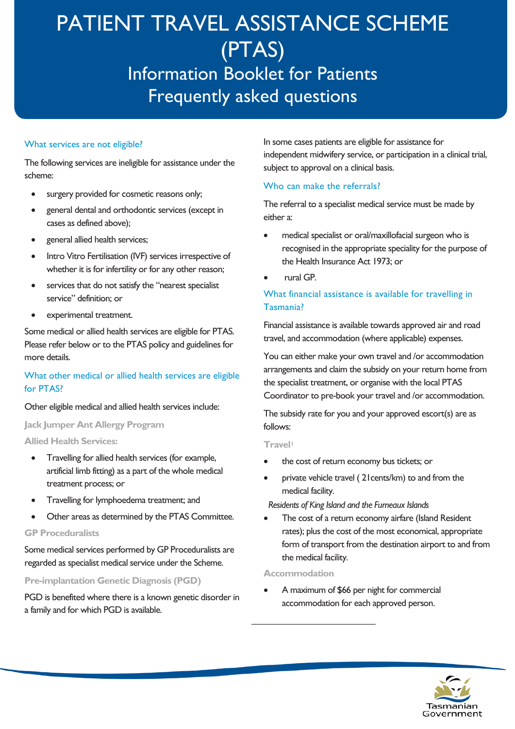### What services are not eligible?

The following services are ineligible for assistance under the scheme:

- surgery provided for cosmetic reasons only;
- general dental and orthodontic services (except in cases as defined above);
- general allied health services;
- Intro Vitro Fertilisation (IVF) services irrespective of whether it is for infertility or for any other reason;
- services that do not satisfy the "nearest specialist service" definition; or
- experimental treatment.

Some medical or allied health services are eligible for PTAS. Please refer below or to the PTAS policy and guidelines for more details.

### What other medical or allied health services are eligible for PTAS?

Other eligible medical and allied health services include:

#### Jack Jumper Ant Allergy Program

#### Allied Health Services:

- Travelling for allied health services (for example, artificial limb fitting) as a part of the whole medical treatment process; or
- Travelling for lymphoedema treatment; and
- Other areas as determined by the PTAS Committee.

#### GP Proceduralists

Some medical services performed by GP Proceduralists are regarded as specialist medical service under the Scheme.

#### Pre-implantation Genetic Diagnosis (PGD)

PGD is benefited where there is a known genetic disorder in a family and for which PGD is available.

In some cases patients are eligible for assistance for independent midwifery service, or participation in a clinical trial, subject to approval on a clinical basis.

### Who can make the referrals?

The referral to a specialist medical service must be made by either a:

- medical specialist or oral/maxillofacial surgeon who is recognised in the appropriate speciality for the purpose of the Health Insurance Act 1973; or
- rural GP.

### What financial assistance is available for travelling in Tasmania?

Financial assistance is available towards approved air and road travel, and accommodation (where applicable) expenses.

You can either make your own travel and /or accommodation arrangements and claim the subsidy on your return home from the specialist treatment, or organise with the local PTAS Coordinator to pre-book your travel and /or accommodation.

The subsidy rate for you and your approved escort(s) are as follows:

#### Travel[1]

- the cost of return economy bus tickets; or
- private vehicle travel ( 21cents/km) to and from the medical facility.

*Residents of King Island and the Furneaux Islands*

- The cost of a return economy airfare (Island Resident rates); plus the cost of the most economical, appropriate form of transport from the destination airport to and from the medical facility.

#### Accommodation

- A maximum of $66 per night for commercial accommodation for each approved person.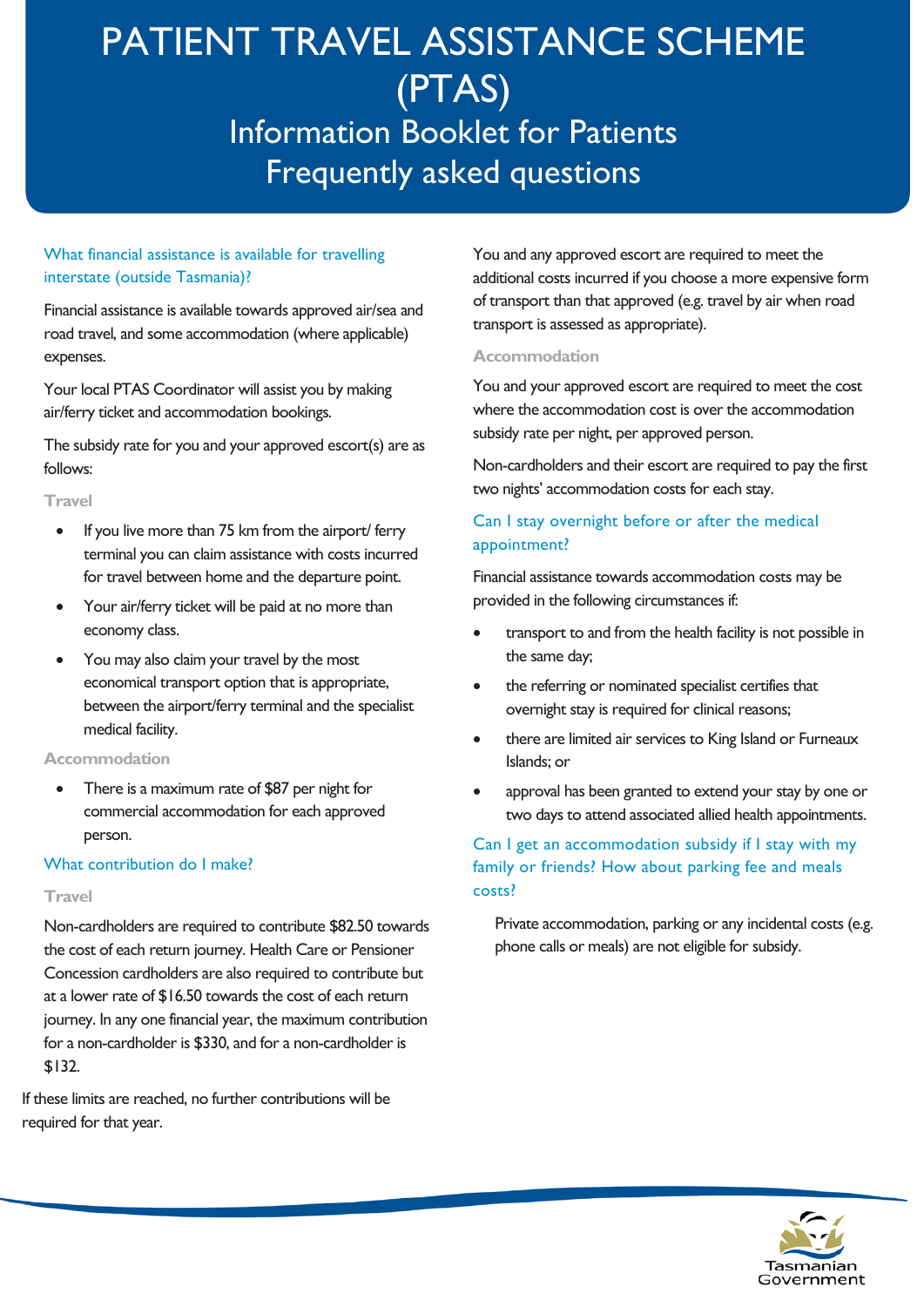# PATIENT TRAVEL ASSISTANCE SCHEME (PTAS)

## Information Booklet for Patients

## Frequently asked questions

### What financial assistance is available for travelling interstate (outside Tasmania)?

Financial assistance is available towards approved air/sea and road travel, and some accommodation (where applicable) expenses.

Your local PTAS Coordinator will assist you by making air/ferry ticket and accommodation bookings.

The subsidy rate for you and your approved escort(s) are as follows:

#### Travel

- If you live more than 75 km from the airport/ ferry terminal you can claim assistance with costs incurred for travel between home and the departure point.
- Your air/ferry ticket will be paid at no more than economy class.
- You may also claim your travel by the most economical transport option that is appropriate, between the airport/ferry terminal and the specialist medical facility.

#### Accommodation

- There is a maximum rate of $87 per night for commercial accommodation for each approved person.

### What contribution do I make?

#### Travel

Non-cardholders are required to contribute $82.50 towards the cost of each return journey. Health Care or Pensioner Concession cardholders are also required to contribute but at a lower rate of $16.50 towards the cost of each return journey. In any one financial year, the maximum contribution for a non-cardholder is $330, and for a non-cardholder is $132.

If these limits are reached, no further contributions will be required for that year.

You and any approved escort are required to meet the additional costs incurred if you choose a more expensive form of transport than that approved (e.g. travel by air when road transport is assessed as appropriate).

#### Accommodation

You and your approved escort are required to meet the cost where the accommodation cost is over the accommodation subsidy rate per night, per approved person.

Non-cardholders and their escort are required to pay the first two nights' accommodation costs for each stay.

### Can I stay overnight before or after the medical appointment?

Financial assistance towards accommodation costs may be provided in the following circumstances if:

- transport to and from the health facility is not possible in the same day;
- the referring or nominated specialist certifies that overnight stay is required for clinical reasons;
- there are limited air services to King Island or Furneaux Islands; or
- approval has been granted to extend your stay by one or two days to attend associated allied health appointments.

### Can I get an accommodation subsidy if I stay with my family or friends? How about parking fee and meals costs?

Private accommodation, parking or any incidental costs (e.g. phone calls or meals) are not eligible for subsidy.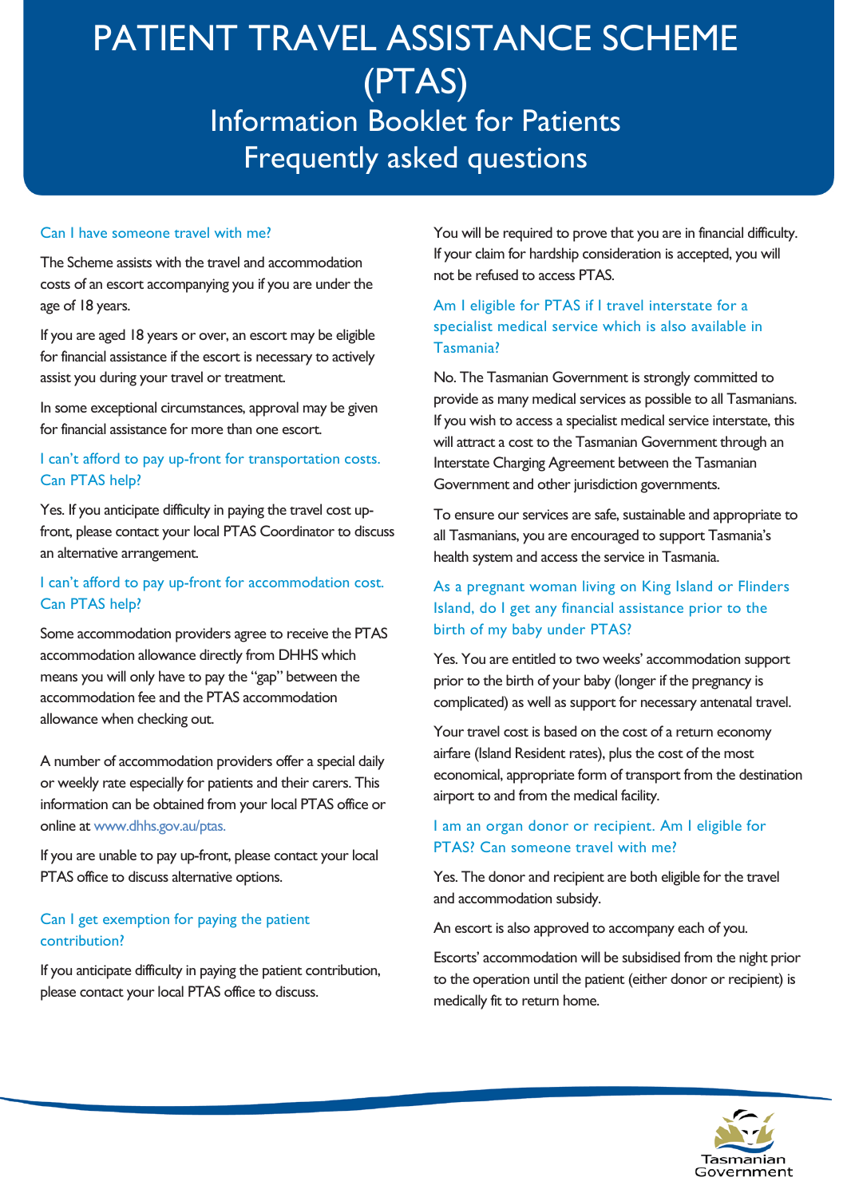# PATIENT TRAVEL ASSISTANCE SCHEME (PTAS)

## Information Booklet for Patients

## Frequently asked questions

### Can I have someone travel with me?

The Scheme assists with the travel and accommodation costs of an escort accompanying you if you are under the age of 18 years.

If you are aged 18 years or over, an escort may be eligible for financial assistance if the escort is necessary to actively assist you during your travel or treatment.

In some exceptional circumstances, approval may be given for financial assistance for more than one escort.

### I can't afford to pay up-front for transportation costs. Can PTAS help?

Yes. If you anticipate difficulty in paying the travel cost up-front, please contact your local PTAS Coordinator to discuss an alternative arrangement.

### I can't afford to pay up-front for accommodation cost. Can PTAS help?

Some accommodation providers agree to receive the PTAS accommodation allowance directly from DHHS which means you will only have to pay the "gap" between the accommodation fee and the PTAS accommodation allowance when checking out.

A number of accommodation providers offer a special daily or weekly rate especially for patients and their carers. This information can be obtained from your local PTAS office or online at www.dhhs.gov.au/ptas.

If you are unable to pay up-front, please contact your local PTAS office to discuss alternative options.

### Can I get exemption for paying the patient contribution?

If you anticipate difficulty in paying the patient contribution, please contact your local PTAS office to discuss.

You will be required to prove that you are in financial difficulty. If your claim for hardship consideration is accepted, you will not be refused to access PTAS.

### Am I eligible for PTAS if I travel interstate for a specialist medical service which is also available in Tasmania?

No. The Tasmanian Government is strongly committed to provide as many medical services as possible to all Tasmanians. If you wish to access a specialist medical service interstate, this will attract a cost to the Tasmanian Government through an Interstate Charging Agreement between the Tasmanian Government and other jurisdiction governments.

To ensure our services are safe, sustainable and appropriate to all Tasmanians, you are encouraged to support Tasmania's health system and access the service in Tasmania.

### As a pregnant woman living on King Island or Flinders Island, do I get any financial assistance prior to the birth of my baby under PTAS?

Yes. You are entitled to two weeks' accommodation support prior to the birth of your baby (longer if the pregnancy is complicated) as well as support for necessary antenatal travel.

Your travel cost is based on the cost of a return economy airfare (Island Resident rates), plus the cost of the most economical, appropriate form of transport from the destination airport to and from the medical facility.

### I am an organ donor or recipient. Am I eligible for PTAS? Can someone travel with me?

Yes. The donor and recipient are both eligible for the travel and accommodation subsidy.

An escort is also approved to accompany each of you.

Escorts' accommodation will be subsidised from the night prior to the operation until the patient (either donor or recipient) is medically fit to return home.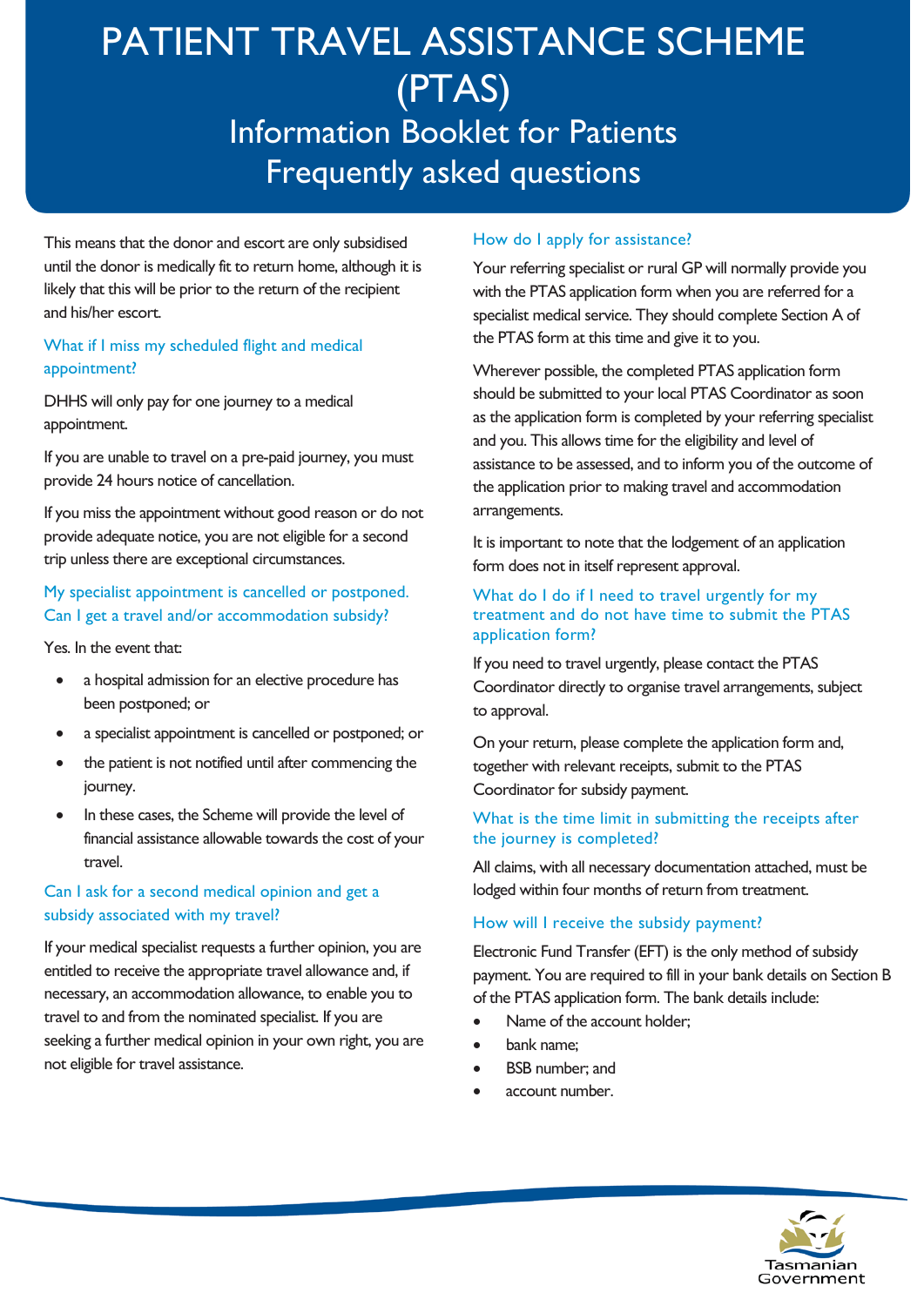This means that the donor and escort are only subsidised until the donor is medically fit to return home, although it is likely that this will be prior to the return of the recipient and his/her escort.

### What if I miss my scheduled flight and medical appointment?

DHHS will only pay for one journey to a medical appointment.

If you are unable to travel on a pre-paid journey, you must provide 24 hours notice of cancellation.

If you miss the appointment without good reason or do not provide adequate notice, you are not eligible for a second trip unless there are exceptional circumstances.

### My specialist appointment is cancelled or postponed. Can I get a travel and/or accommodation subsidy?

Yes. In the event that:

- a hospital admission for an elective procedure has been postponed; or
- a specialist appointment is cancelled or postponed; or
- the patient is not notified until after commencing the journey.
- In these cases, the Scheme will provide the level of financial assistance allowable towards the cost of your travel.

### Can I ask for a second medical opinion and get a subsidy associated with my travel?

If your medical specialist requests a further opinion, you are entitled to receive the appropriate travel allowance and, if necessary, an accommodation allowance, to enable you to travel to and from the nominated specialist. If you are seeking a further medical opinion in your own right, you are not eligible for travel assistance.

### How do I apply for assistance?

Your referring specialist or rural GP will normally provide you with the PTAS application form when you are referred for a specialist medical service. They should complete Section A of the PTAS form at this time and give it to you.

Wherever possible, the completed PTAS application form should be submitted to your local PTAS Coordinator as soon as the application form is completed by your referring specialist and you. This allows time for the eligibility and level of assistance to be assessed, and to inform you of the outcome of the application prior to making travel and accommodation arrangements.

It is important to note that the lodgement of an application form does not in itself represent approval.

### What do I do if I need to travel urgently for my treatment and do not have time to submit the PTAS application form?

If you need to travel urgently, please contact the PTAS Coordinator directly to organise travel arrangements, subject to approval.

On your return, please complete the application form and, together with relevant receipts, submit to the PTAS Coordinator for subsidy payment.

### What is the time limit in submitting the receipts after the journey is completed?

All claims, with all necessary documentation attached, must be lodged within four months of return from treatment.

### How will I receive the subsidy payment?

Electronic Fund Transfer (EFT) is the only method of subsidy payment. You are required to fill in your bank details on Section B of the PTAS application form. The bank details include:

- Name of the account holder;
- bank name;
- BSB number; and
- account number.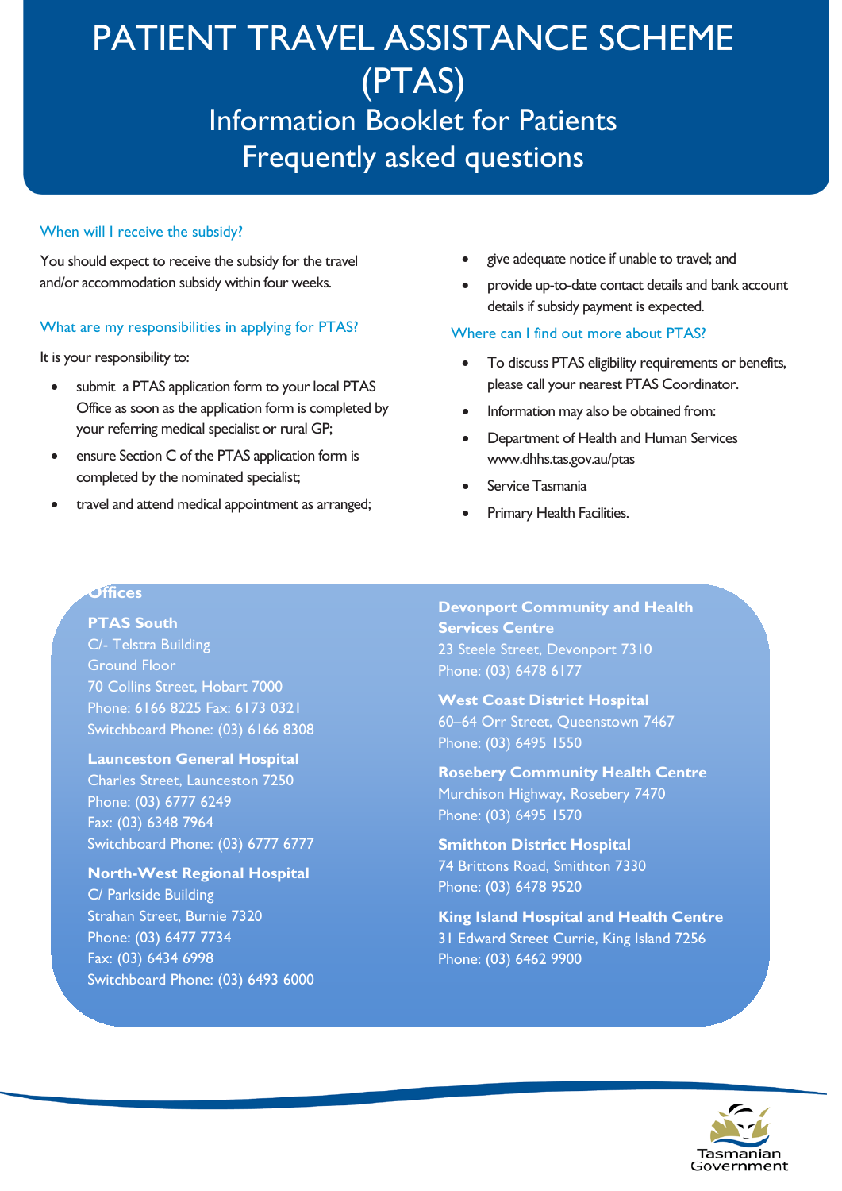# PATIENT TRAVEL ASSISTANCE SCHEME (PTAS)

## Information Booklet for Patients
## Frequently asked questions

### When will I receive the subsidy?

You should expect to receive the subsidy for the travel and/or accommodation subsidy within four weeks.

### What are my responsibilities in applying for PTAS?

It is your responsibility to:

- submit a PTAS application form to your local PTAS Office as soon as the application form is completed by your referring medical specialist or rural GP;
- ensure Section C of the PTAS application form is completed by the nominated specialist;
- travel and attend medical appointment as arranged;
- give adequate notice if unable to travel; and
- provide up-to-date contact details and bank account details if subsidy payment is expected.

### Where can I find out more about PTAS?

- To discuss PTAS eligibility requirements or benefits, please call your nearest PTAS Coordinator.
- Information may also be obtained from:
- Department of Health and Human Services www.dhhs.tas.gov.au/ptas
- Service Tasmania
- Primary Health Facilities.

### Offices

**PTAS South**
C/- Telstra Building
Ground Floor
70 Collins Street, Hobart 7000
Phone: 6166 8225 Fax: 6173 0321
Switchboard Phone: (03) 6166 8308

**Launceston General Hospital**
Charles Street, Launceston 7250
Phone: (03) 6777 6249
Fax: (03) 6348 7964
Switchboard Phone: (03) 6777 6777

**North-West Regional Hospital**
C/ Parkside Building
Strahan Street, Burnie 7320
Phone: (03) 6477 7734
Fax: (03) 6434 6998
Switchboard Phone: (03) 6493 6000

**Devonport Community and Health Services Centre**
23 Steele Street, Devonport 7310
Phone: (03) 6478 6177

**West Coast District Hospital**
60–64 Orr Street, Queenstown 7467
Phone: (03) 6495 1550

**Rosebery Community Health Centre**
Murchison Highway, Rosebery 7470
Phone: (03) 6495 1570

**Smithton District Hospital**
74 Brittons Road, Smithton 7330
Phone: (03) 6478 9520

**King Island Hospital and Health Centre**
31 Edward Street Currie, King Island 7256
Phone: (03) 6462 9900

Tasmanian Government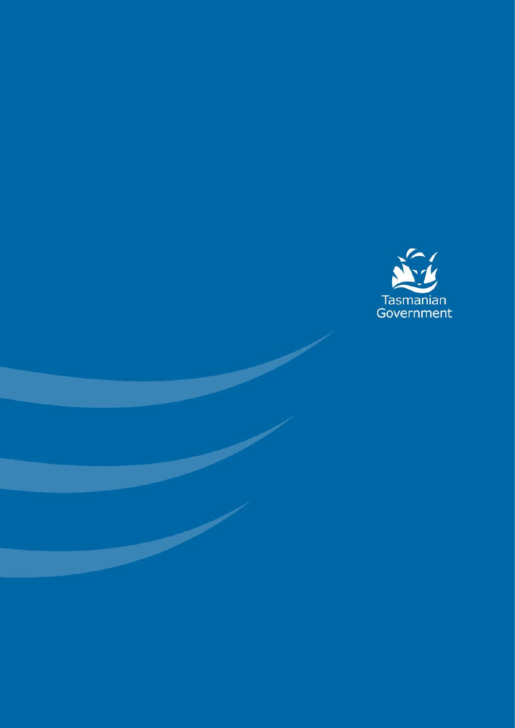Tasmanian Government